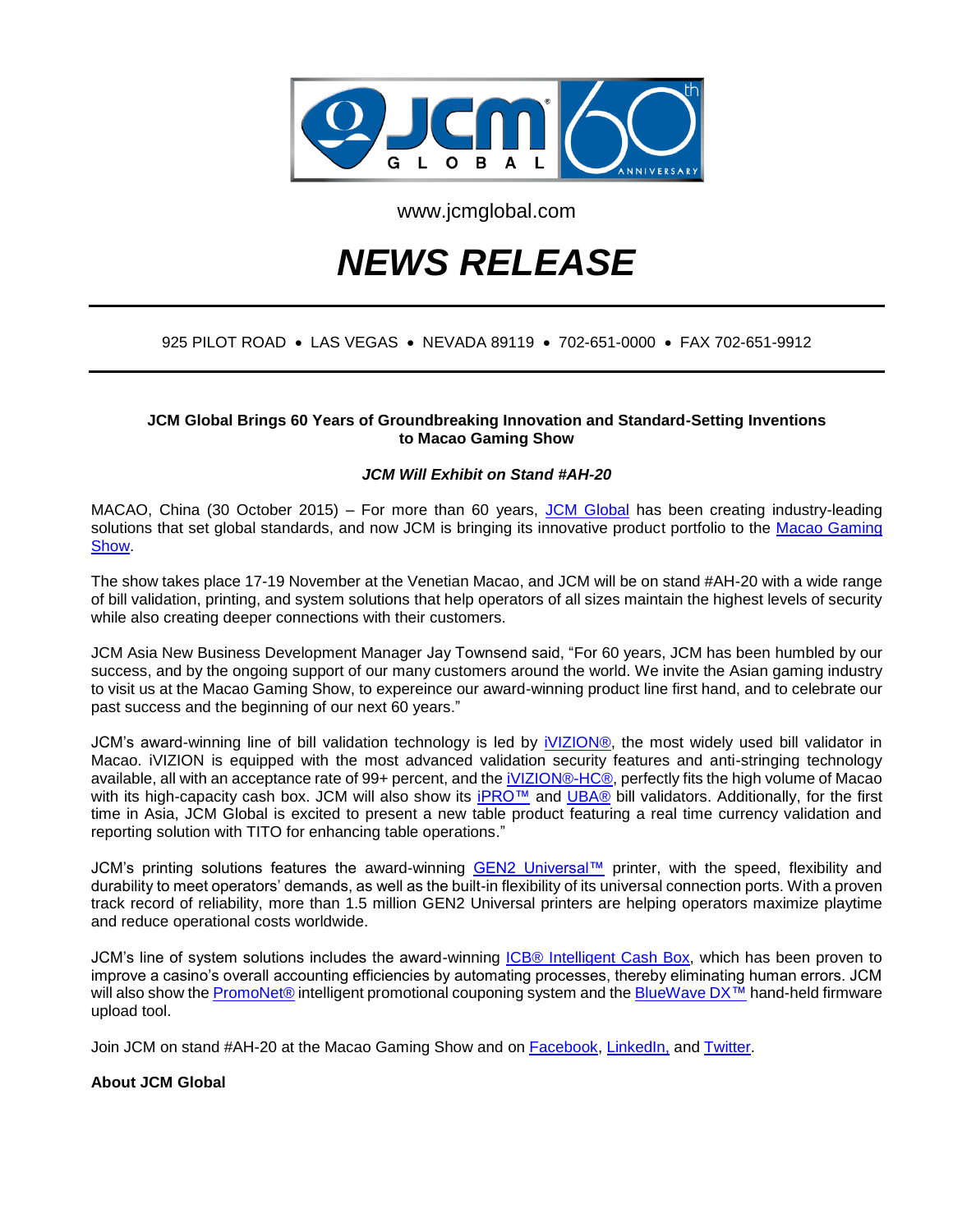www.jcmglobal.com

# NEWS RELEASE

925 PILOT ROAD • LAS VEGAS • NEVADA 89119 • 702-651-0000 • FAX 702-651-9912

**JCM Global Brings 60 Years of Groundbreaking Innovation and Standard-Setting Inventions to Macao Gaming Show**

***JCM Will Exhibit on Stand #AH-20***

MACAO, China (30 October 2015) – For more than 60 years, JCM Global has been creating industry-leading solutions that set global standards, and now JCM is bringing its innovative product portfolio to the Macao Gaming Show.

The show takes place 17-19 November at the Venetian Macao, and JCM will be on stand #AH-20 with a wide range of bill validation, printing, and system solutions that help operators of all sizes maintain the highest levels of security while also creating deeper connections with their customers.

JCM Asia New Business Development Manager Jay Townsend said, "For 60 years, JCM has been humbled by our success, and by the ongoing support of our many customers around the world. We invite the Asian gaming industry to visit us at the Macao Gaming Show, to expereince our award-winning product line first hand, and to celebrate our past success and the beginning of our next 60 years."

JCM's award-winning line of bill validation technology is led by iVIZION®, the most widely used bill validator in Macao. iVIZION is equipped with the most advanced validation security features and anti-stringing technology available, all with an acceptance rate of 99+ percent, and the iVIZION®-HC®, perfectly fits the high volume of Macao with its high-capacity cash box. JCM will also show its iPRO™ and UBA® bill validators. Additionally, for the first time in Asia, JCM Global is excited to present a new table product featuring a real time currency validation and reporting solution with TITO for enhancing table operations."

JCM's printing solutions features the award-winning GEN2 Universal™ printer, with the speed, flexibility and durability to meet operators' demands, as well as the built-in flexibility of its universal connection ports. With a proven track record of reliability, more than 1.5 million GEN2 Universal printers are helping operators maximize playtime and reduce operational costs worldwide.

JCM's line of system solutions includes the award-winning ICB® Intelligent Cash Box, which has been proven to improve a casino's overall accounting efficiencies by automating processes, thereby eliminating human errors. JCM will also show the PromoNet® intelligent promotional couponing system and the BlueWave DX™ hand-held firmware upload tool.

Join JCM on stand #AH-20 at the Macao Gaming Show and on Facebook, LinkedIn, and Twitter.

**About JCM Global**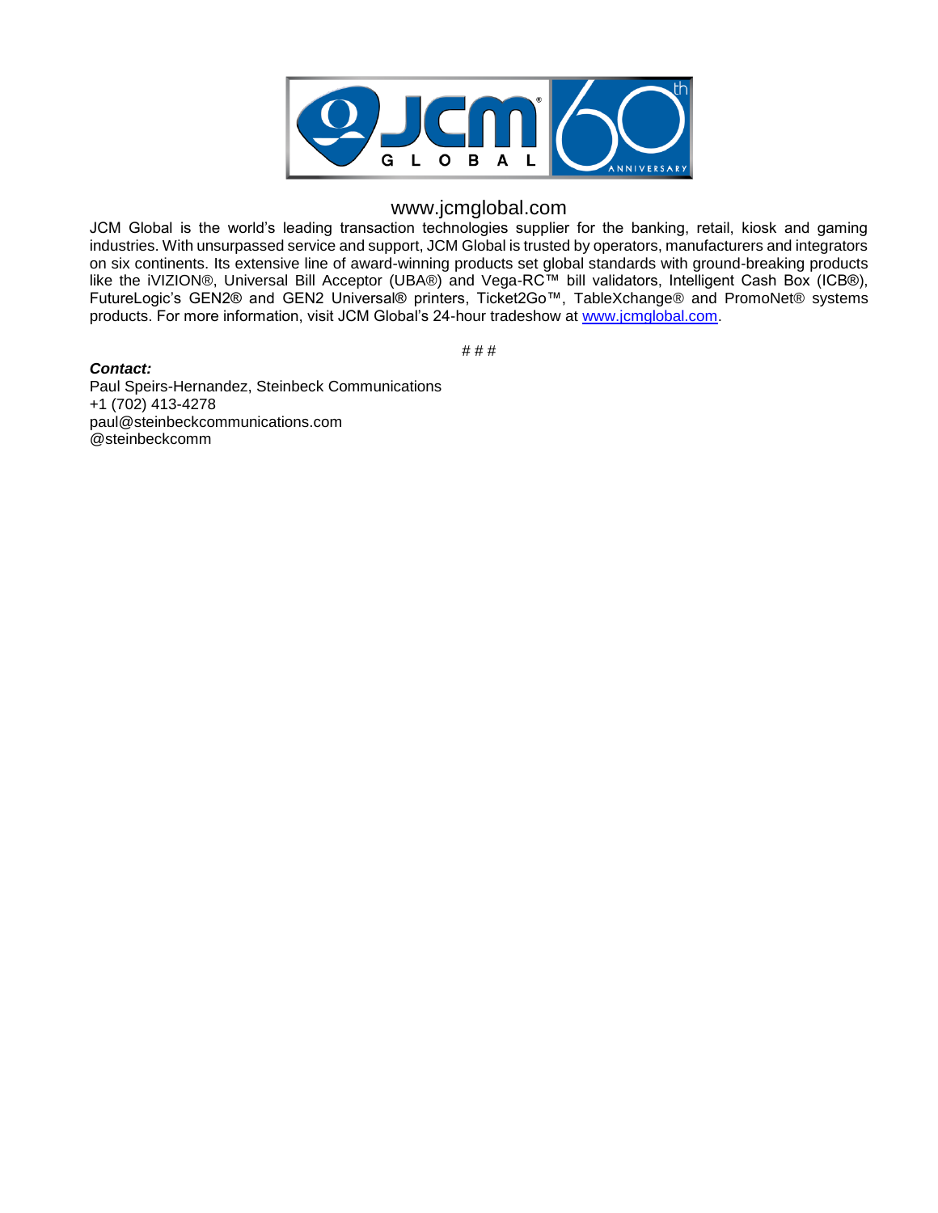www.jcmglobal.com

JCM Global is the world's leading transaction technologies supplier for the banking, retail, kiosk and gaming industries. With unsurpassed service and support, JCM Global is trusted by operators, manufacturers and integrators on six continents. Its extensive line of award-winning products set global standards with ground-breaking products like the iVIZION®, Universal Bill Acceptor (UBA®) and Vega-RC™ bill validators, Intelligent Cash Box (ICB®), FutureLogic's GEN2® and GEN2 Universal® printers, Ticket2Go™, TableXchange® and PromoNet® systems products. For more information, visit JCM Global's 24-hour tradeshow at www.jcmglobal.com.

# # #

***Contact:***
Paul Speirs-Hernandez, Steinbeck Communications
+1 (702) 413-4278
paul@steinbeckcommunications.com
@steinbeckcomm